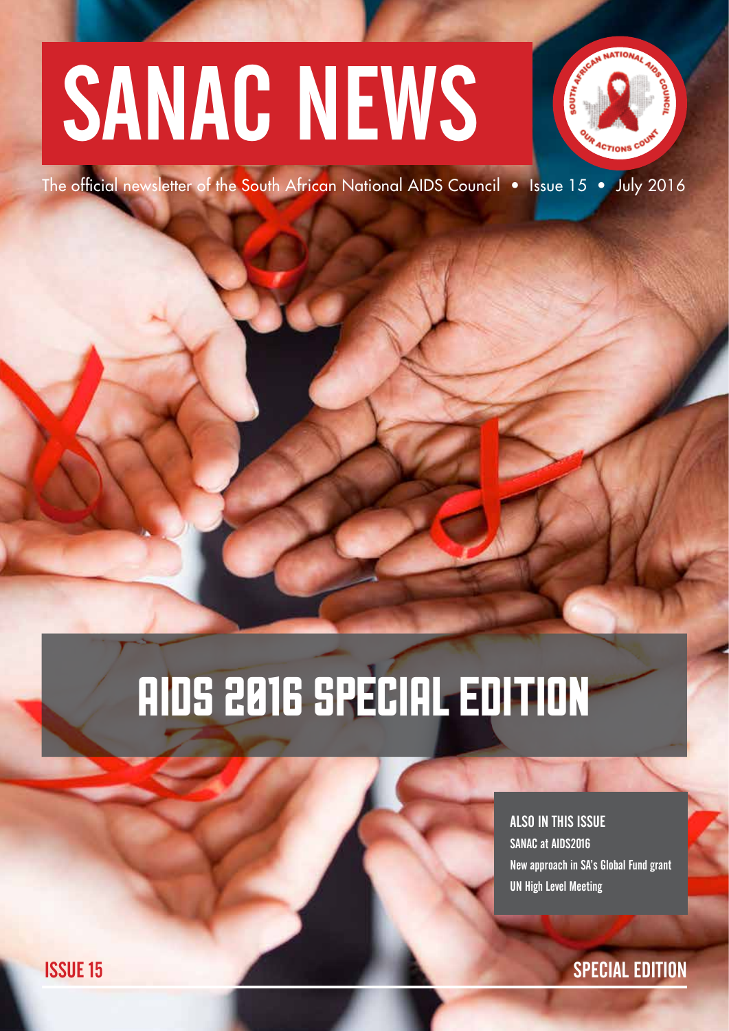# SANAC NEWS

The official newsletter of the South African National AIDS Council • Issue 15 • July 2016

## AIDS 2016 SPECIAL EDITION

**ALSO IN THIS ISSUE**

SANAC at AIDS2016

New approach in SA's Global Fund grant

UN High Level Meeting

ISSUE 15

SPECIAL EDITION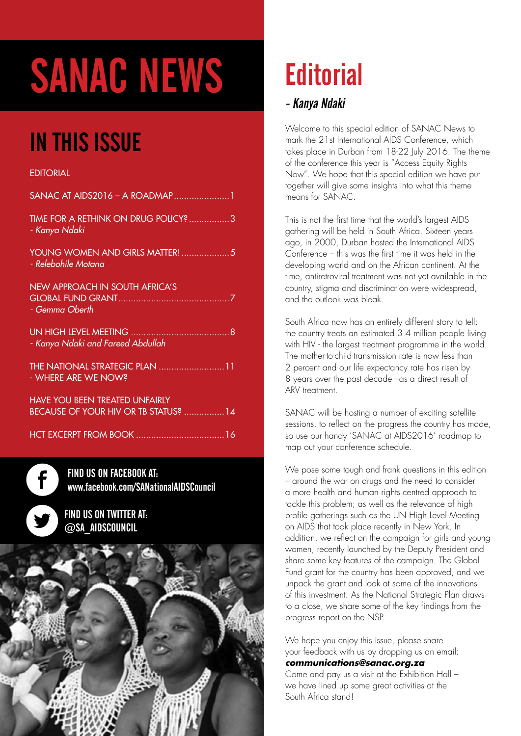# SANAC NEWS

## IN THIS ISSUE

EDITORIAL

SANAC AT AIDS2016 – A ROADMAP .......... 1

TIME FOR A RETHINK ON DRUG POLICY? .......... 3
*- Kanya Ndaki*

YOUNG WOMEN AND GIRLS MATTER! .......... 5
*- Relebohile Motana*

NEW APPROACH IN SOUTH AFRICA'S GLOBAL FUND GRANT .......... 7
*- Gemma Oberth*

UN HIGH LEVEL MEETING .......... 8
*- Kanya Ndaki and Fareed Abdullah*

THE NATIONAL STRATEGIC PLAN .......... 11
- WHERE ARE WE NOW?

HAVE YOU BEEN TREATED UNFAIRLY BECAUSE OF YOUR HIV OR TB STATUS? .......... 14

HCT EXCERPT FROM BOOK .......... 16

**FIND US ON FACEBOOK AT:**
**www.facebook.com/SANationalAIDSCouncil**

**FIND US ON TWITTER AT:**
**@SA_AIDSCOUNCIL**

# Editorial

### *- Kanya Ndaki*

Welcome to this special edition of SANAC News to mark the 21st International AIDS Conference, which takes place in Durban from 18-22 July 2016. The theme of the conference this year is "Access Equity Rights Now". We hope that this special edition we have put together will give some insights into what this theme means for SANAC.

This is not the first time that the world's largest AIDS gathering will be held in South Africa. Sixteen years ago, in 2000, Durban hosted the International AIDS Conference – this was the first time it was held in the developing world and on the African continent. At the time, antiretroviral treatment was not yet available in the country, stigma and discrimination were widespread, and the outlook was bleak.

South Africa now has an entirely different story to tell: the country treats an estimated 3.4 million people living with HIV - the largest treatment programme in the world. The mother-to-child-transmission rate is now less than 2 percent and our life expectancy rate has risen by 8 years over the past decade –as a direct result of ARV treatment.

SANAC will be hosting a number of exciting satellite sessions, to reflect on the progress the country has made, so use our handy 'SANAC at AIDS2016' roadmap to map out your conference schedule.

We pose some tough and frank questions in this edition – around the war on drugs and the need to consider a more health and human rights centred approach to tackle this problem; as well as the relevance of high profile gatherings such as the UN High Level Meeting on AIDS that took place recently in New York. In addition, we reflect on the campaign for girls and young women, recently launched by the Deputy President and share some key features of the campaign. The Global Fund grant for the country has been approved, and we unpack the grant and look at some of the innovations of this investment. As the National Strategic Plan draws to a close, we share some of the key findings from the progress report on the NSP.

We hope you enjoy this issue, please share your feedback with us by dropping us an email: ***communications@sanac.org.za***
Come and pay us a visit at the Exhibition Hall – we have lined up some great activities at the South Africa stand!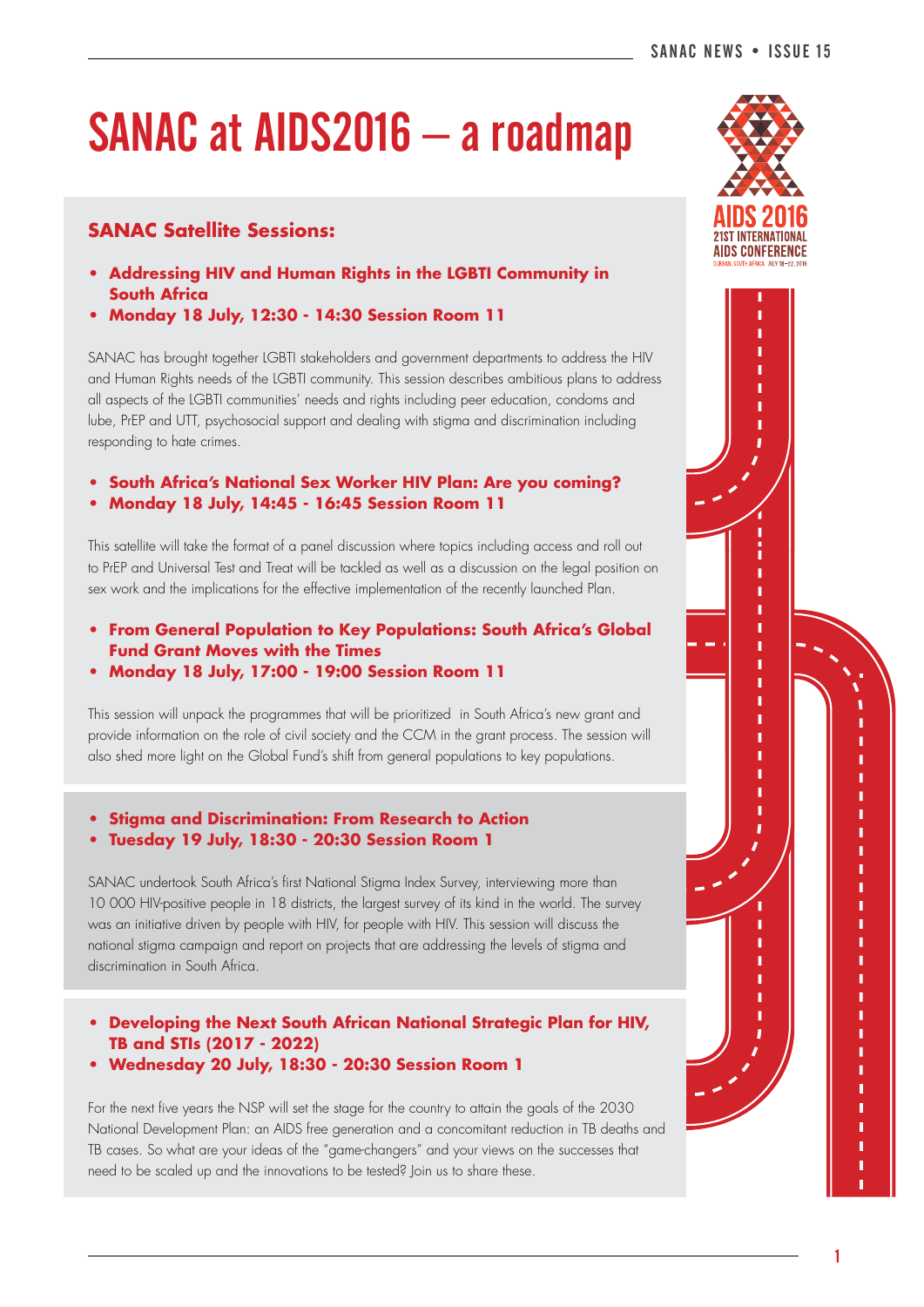# SANAC at AIDS2016 – a roadmap

## SANAC Satellite Sessions:

- **Addressing HIV and Human Rights in the LGBTI Community in South Africa**
- **Monday 18 July, 12:30 - 14:30 Session Room 11**

SANAC has brought together LGBTI stakeholders and government departments to address the HIV and Human Rights needs of the LGBTI community. This session describes ambitious plans to address all aspects of the LGBTI communities' needs and rights including peer education, condoms and lube, PrEP and UTT, psychosocial support and dealing with stigma and discrimination including responding to hate crimes.

- **South Africa's National Sex Worker HIV Plan: Are you coming?**
- **Monday 18 July, 14:45 - 16:45 Session Room 11**

This satellite will take the format of a panel discussion where topics including access and roll out to PrEP and Universal Test and Treat will be tackled as well as a discussion on the legal position on sex work and the implications for the effective implementation of the recently launched Plan.

- **From General Population to Key Populations: South Africa's Global Fund Grant Moves with the Times**
- **Monday 18 July, 17:00 - 19:00 Session Room 11**

This session will unpack the programmes that will be prioritized in South Africa's new grant and provide information on the role of civil society and the CCM in the grant process. The session will also shed more light on the Global Fund's shift from general populations to key populations.

- **Stigma and Discrimination: From Research to Action**
- **Tuesday 19 July, 18:30 - 20:30 Session Room 1**

SANAC undertook South Africa's first National Stigma Index Survey, interviewing more than 10 000 HIV-positive people in 18 districts, the largest survey of its kind in the world. The survey was an initiative driven by people with HIV, for people with HIV. This session will discuss the national stigma campaign and report on projects that are addressing the levels of stigma and discrimination in South Africa.

- **Developing the Next South African National Strategic Plan for HIV, TB and STIs (2017 - 2022)**
- **Wednesday 20 July, 18:30 - 20:30 Session Room 1**

For the next five years the NSP will set the stage for the country to attain the goals of the 2030 National Development Plan: an AIDS free generation and a concomitant reduction in TB deaths and TB cases. So what are your ideas of the "game-changers" and your views on the successes that need to be scaled up and the innovations to be tested? Join us to share these.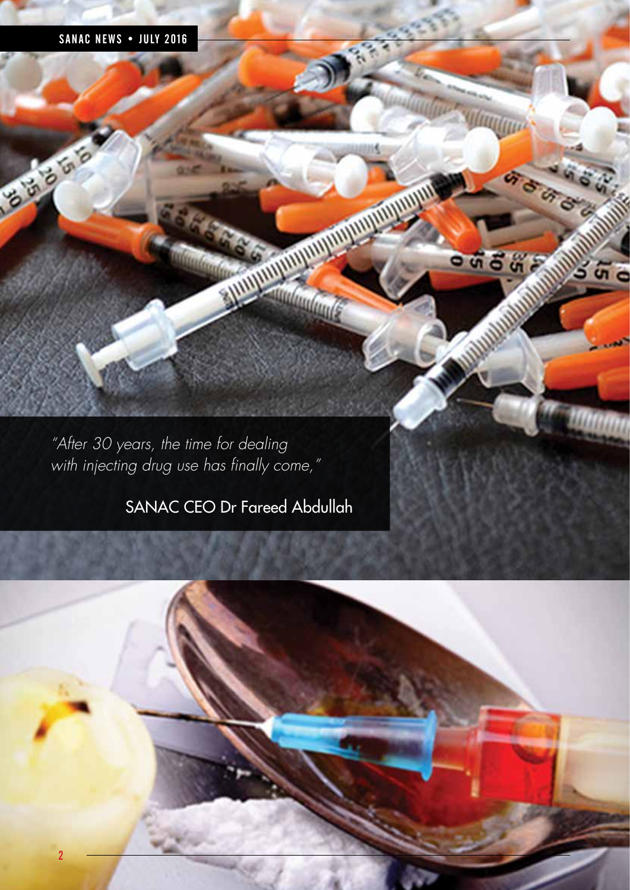*"After 30 years, the time for dealing with injecting drug use has finally come,"*

SANAC CEO Dr Fareed Abdullah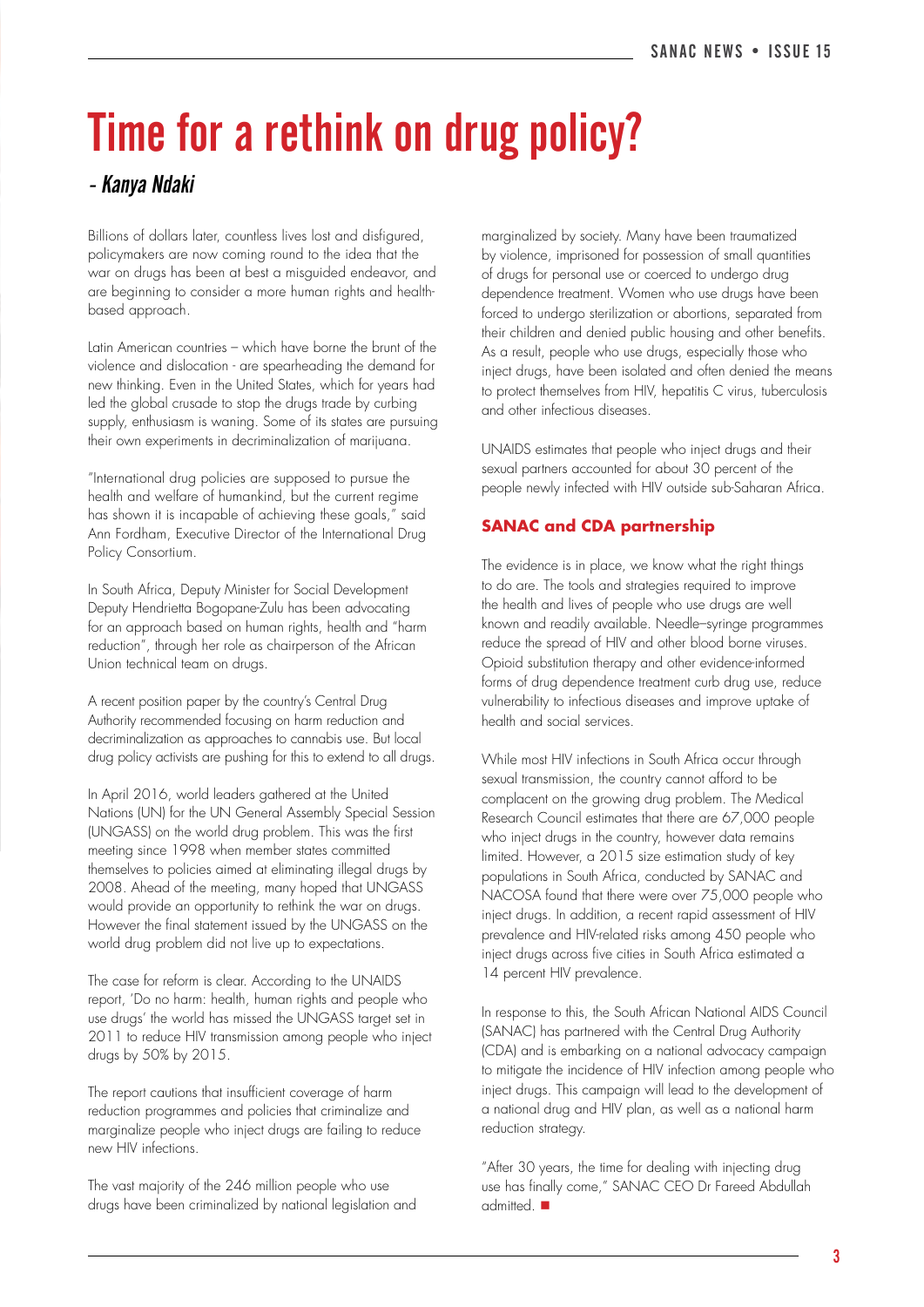# Time for a rethink on drug policy?

*- Kanya Ndaki*

Billions of dollars later, countless lives lost and disfigured, policymakers are now coming round to the idea that the war on drugs has been at best a misguided endeavor, and are beginning to consider a more human rights and health-based approach.

Latin American countries – which have borne the brunt of the violence and dislocation - are spearheading the demand for new thinking. Even in the United States, which for years had led the global crusade to stop the drugs trade by curbing supply, enthusiasm is waning. Some of its states are pursuing their own experiments in decriminalization of marijuana.

"International drug policies are supposed to pursue the health and welfare of humankind, but the current regime has shown it is incapable of achieving these goals," said Ann Fordham, Executive Director of the International Drug Policy Consortium.

In South Africa, Deputy Minister for Social Development Deputy Hendrietta Bogopane-Zulu has been advocating for an approach based on human rights, health and "harm reduction", through her role as chairperson of the African Union technical team on drugs.

A recent position paper by the country's Central Drug Authority recommended focusing on harm reduction and decriminalization as approaches to cannabis use. But local drug policy activists are pushing for this to extend to all drugs.

In April 2016, world leaders gathered at the United Nations (UN) for the UN General Assembly Special Session (UNGASS) on the world drug problem. This was the first meeting since 1998 when member states committed themselves to policies aimed at eliminating illegal drugs by 2008. Ahead of the meeting, many hoped that UNGASS would provide an opportunity to rethink the war on drugs. However the final statement issued by the UNGASS on the world drug problem did not live up to expectations.

The case for reform is clear. According to the UNAIDS report, 'Do no harm: health, human rights and people who use drugs' the world has missed the UNGASS target set in 2011 to reduce HIV transmission among people who inject drugs by 50% by 2015.

The report cautions that insufficient coverage of harm reduction programmes and policies that criminalize and marginalize people who inject drugs are failing to reduce new HIV infections.

The vast majority of the 246 million people who use drugs have been criminalized by national legislation and marginalized by society. Many have been traumatized by violence, imprisoned for possession of small quantities of drugs for personal use or coerced to undergo drug dependence treatment. Women who use drugs have been forced to undergo sterilization or abortions, separated from their children and denied public housing and other benefits. As a result, people who use drugs, especially those who inject drugs, have been isolated and often denied the means to protect themselves from HIV, hepatitis C virus, tuberculosis and other infectious diseases.

UNAIDS estimates that people who inject drugs and their sexual partners accounted for about 30 percent of the people newly infected with HIV outside sub-Saharan Africa.

### SANAC and CDA partnership

The evidence is in place, we know what the right things to do are. The tools and strategies required to improve the health and lives of people who use drugs are well known and readily available. Needle–syringe programmes reduce the spread of HIV and other blood borne viruses. Opioid substitution therapy and other evidence-informed forms of drug dependence treatment curb drug use, reduce vulnerability to infectious diseases and improve uptake of health and social services.

While most HIV infections in South Africa occur through sexual transmission, the country cannot afford to be complacent on the growing drug problem. The Medical Research Council estimates that there are 67,000 people who inject drugs in the country, however data remains limited. However, a 2015 size estimation study of key populations in South Africa, conducted by SANAC and NACOSA found that there were over 75,000 people who inject drugs. In addition, a recent rapid assessment of HIV prevalence and HIV-related risks among 450 people who inject drugs across five cities in South Africa estimated a 14 percent HIV prevalence.

In response to this, the South African National AIDS Council (SANAC) has partnered with the Central Drug Authority (CDA) and is embarking on a national advocacy campaign to mitigate the incidence of HIV infection among people who inject drugs. This campaign will lead to the development of a national drug and HIV plan, as well as a national harm reduction strategy.

"After 30 years, the time for dealing with injecting drug use has finally come," SANAC CEO Dr Fareed Abdullah admitted. ■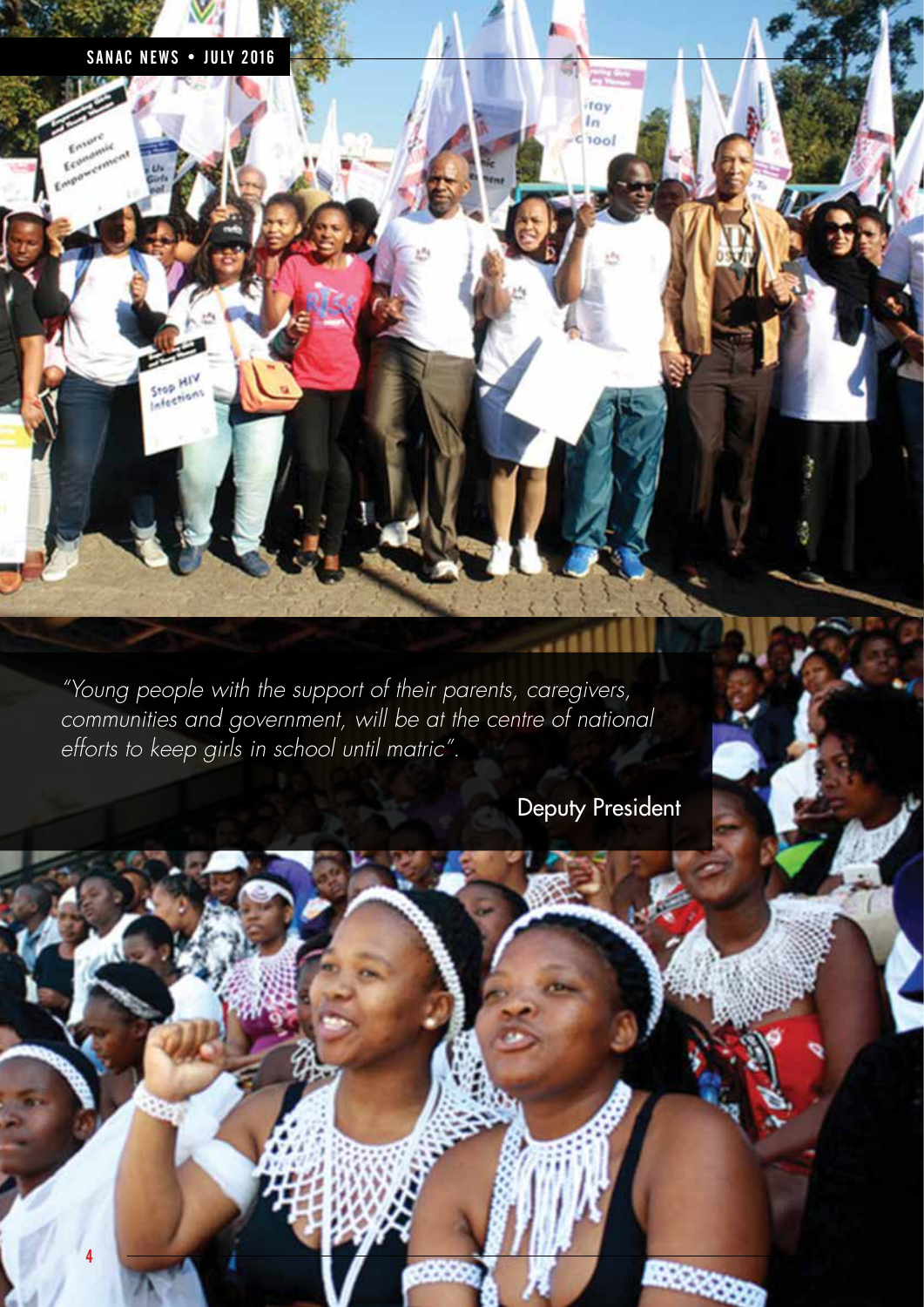*"Young people with the support of their parents, caregivers, communities and government, will be at the centre of national efforts to keep girls in school until matric".*

Deputy President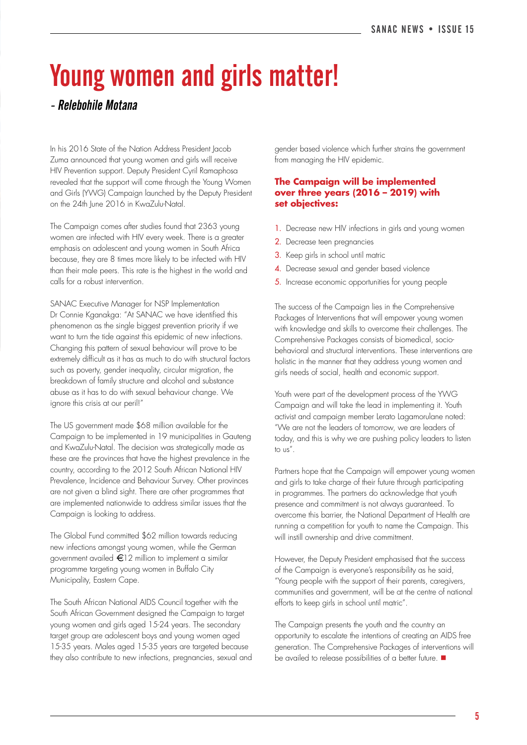# Young women and girls matter!

*- Relebohile Motana*

In his 2016 State of the Nation Address President Jacob Zuma announced that young women and girls will receive HIV Prevention support. Deputy President Cyril Ramaphosa revealed that the support will come through the Young Women and Girls (YWG) Campaign launched by the Deputy President on the 24th June 2016 in KwaZulu-Natal.

The Campaign comes after studies found that 2363 young women are infected with HIV every week. There is a greater emphasis on adolescent and young women in South Africa because, they are 8 times more likely to be infected with HIV than their male peers. This rate is the highest in the world and calls for a robust intervention.

SANAC Executive Manager for NSP Implementation Dr Connie Kganakga: "At SANAC we have identified this phenomenon as the single biggest prevention priority if we want to turn the tide against this epidemic of new infections. Changing this pattern of sexual behaviour will prove to be extremely difficult as it has as much to do with structural factors such as poverty, gender inequality, circular migration, the breakdown of family structure and alcohol and substance abuse as it has to do with sexual behaviour change. We ignore this crisis at our peril!"

The US government made $68 million available for the Campaign to be implemented in 19 municipalities in Gauteng and KwaZulu-Natal. The decision was strategically made as these are the provinces that have the highest prevalence in the country, according to the 2012 South African National HIV Prevalence, Incidence and Behaviour Survey. Other provinces are not given a blind sight. There are other programmes that are implemented nationwide to address similar issues that the Campaign is looking to address.

The Global Fund committed $62 million towards reducing new infections amongst young women, while the German government availed €12 million to implement a similar programme targeting young women in Buffalo City Municipality, Eastern Cape.

The South African National AIDS Council together with the South African Government designed the Campaign to target young women and girls aged 15-24 years. The secondary target group are adolescent boys and young women aged 15-35 years. Males aged 15-35 years are targeted because they also contribute to new infections, pregnancies, sexual and gender based violence which further strains the government from managing the HIV epidemic.

**The Campaign will be implemented over three years (2016 – 2019) with set objectives:**

1. Decrease new HIV infections in girls and young women
2. Decrease teen pregnancies
3. Keep girls in school until matric
4. Decrease sexual and gender based violence
5. Increase economic opportunities for young people

The success of the Campaign lies in the Comprehensive Packages of Interventions that will empower young women with knowledge and skills to overcome their challenges. The Comprehensive Packages consists of biomedical, socio-behavioral and structural interventions. These interventions are holistic in the manner that they address young women and girls needs of social, health and economic support.

Youth were part of the development process of the YWG Campaign and will take the lead in implementing it. Youth activist and campaign member Lerato Lagamorulane noted: "We are not the leaders of tomorrow, we are leaders of today, and this is why we are pushing policy leaders to listen to us".

Partners hope that the Campaign will empower young women and girls to take charge of their future through participating in programmes. The partners do acknowledge that youth presence and commitment is not always guaranteed. To overcome this barrier, the National Department of Health are running a competition for youth to name the Campaign. This will instill ownership and drive commitment.

However, the Deputy President emphasised that the success of the Campaign is everyone's responsibility as he said, "Young people with the support of their parents, caregivers, communities and government, will be at the centre of national efforts to keep girls in school until matric".

The Campaign presents the youth and the country an opportunity to escalate the intentions of creating an AIDS free generation. The Comprehensive Packages of interventions will be availed to release possibilities of a better future. ■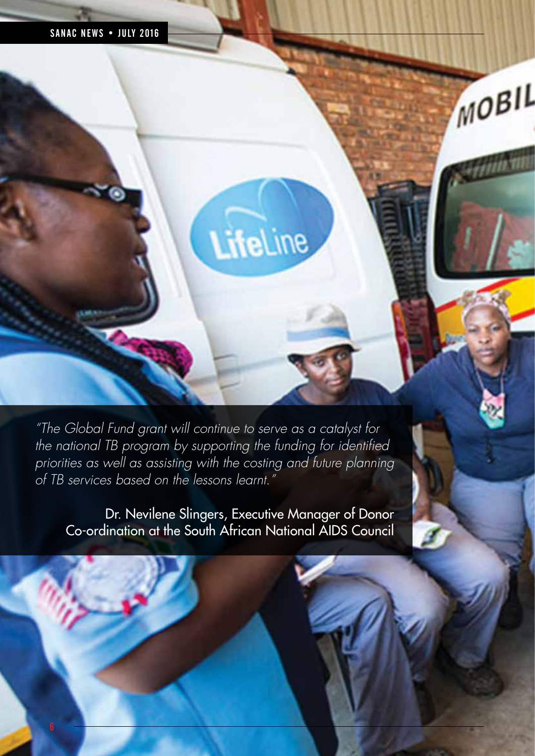*"The Global Fund grant will continue to serve as a catalyst for the national TB program by supporting the funding for identified priorities as well as assisting with the costing and future planning of TB services based on the lessons learnt."*

Dr. Nevilene Slingers, Executive Manager of Donor Co-ordination at the South African National AIDS Council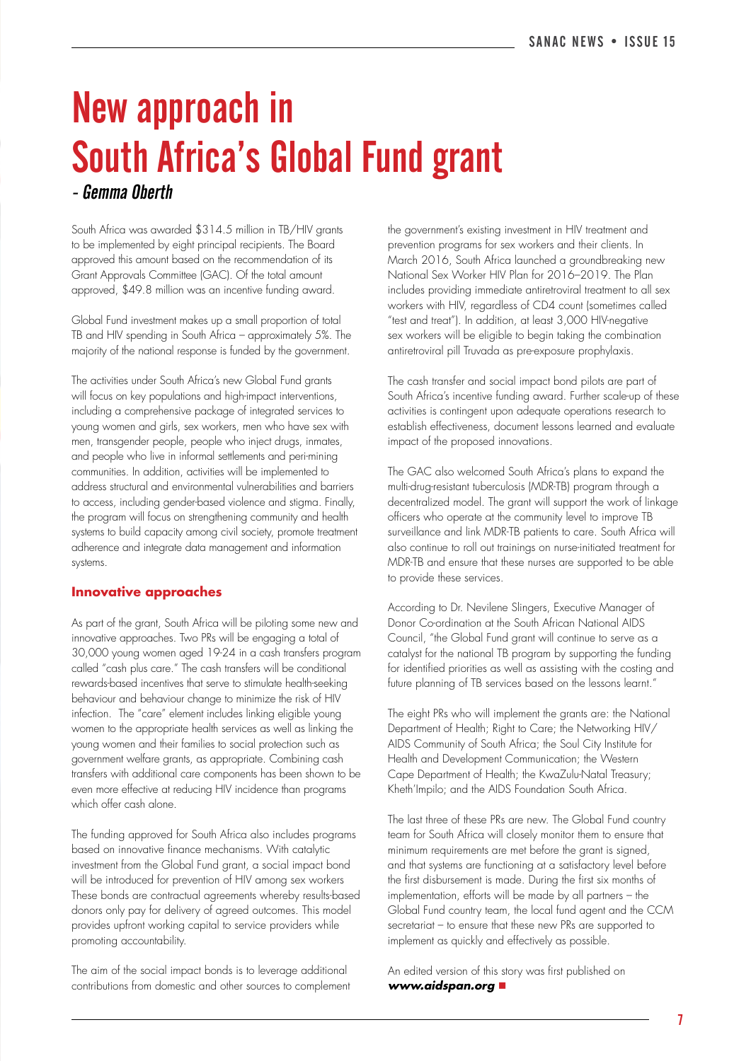# New approach in South Africa's Global Fund grant

*- Gemma Oberth*

South Africa was awarded $314.5 million in TB/HIV grants to be implemented by eight principal recipients. The Board approved this amount based on the recommendation of its Grant Approvals Committee (GAC). Of the total amount approved, $49.8 million was an incentive funding award.

Global Fund investment makes up a small proportion of total TB and HIV spending in South Africa – approximately 5%. The majority of the national response is funded by the government.

The activities under South Africa's new Global Fund grants will focus on key populations and high-impact interventions, including a comprehensive package of integrated services to young women and girls, sex workers, men who have sex with men, transgender people, people who inject drugs, inmates, and people who live in informal settlements and peri-mining communities. In addition, activities will be implemented to address structural and environmental vulnerabilities and barriers to access, including gender-based violence and stigma. Finally, the program will focus on strengthening community and health systems to build capacity among civil society, promote treatment adherence and integrate data management and information systems.

## Innovative approaches

As part of the grant, South Africa will be piloting some new and innovative approaches. Two PRs will be engaging a total of 30,000 young women aged 19-24 in a cash transfers program called "cash plus care." The cash transfers will be conditional rewards-based incentives that serve to stimulate health-seeking behaviour and behaviour change to minimize the risk of HIV infection. The "care" element includes linking eligible young women to the appropriate health services as well as linking the young women and their families to social protection such as government welfare grants, as appropriate. Combining cash transfers with additional care components has been shown to be even more effective at reducing HIV incidence than programs which offer cash alone.

The funding approved for South Africa also includes programs based on innovative finance mechanisms. With catalytic investment from the Global Fund grant, a social impact bond will be introduced for prevention of HIV among sex workers These bonds are contractual agreements whereby results-based donors only pay for delivery of agreed outcomes. This model provides upfront working capital to service providers while promoting accountability.

The aim of the social impact bonds is to leverage additional contributions from domestic and other sources to complement the government's existing investment in HIV treatment and prevention programs for sex workers and their clients. In March 2016, South Africa launched a groundbreaking new National Sex Worker HIV Plan for 2016–2019. The Plan includes providing immediate antiretroviral treatment to all sex workers with HIV, regardless of CD4 count (sometimes called "test and treat"). In addition, at least 3,000 HIV-negative sex workers will be eligible to begin taking the combination antiretroviral pill Truvada as pre-exposure prophylaxis.

The cash transfer and social impact bond pilots are part of South Africa's incentive funding award. Further scale-up of these activities is contingent upon adequate operations research to establish effectiveness, document lessons learned and evaluate impact of the proposed innovations.

The GAC also welcomed South Africa's plans to expand the multi-drug-resistant tuberculosis (MDR-TB) program through a decentralized model. The grant will support the work of linkage officers who operate at the community level to improve TB surveillance and link MDR-TB patients to care. South Africa will also continue to roll out trainings on nurse-initiated treatment for MDR-TB and ensure that these nurses are supported to be able to provide these services.

According to Dr. Nevilene Slingers, Executive Manager of Donor Co-ordination at the South African National AIDS Council, "the Global Fund grant will continue to serve as a catalyst for the national TB program by supporting the funding for identified priorities as well as assisting with the costing and future planning of TB services based on the lessons learnt."

The eight PRs who will implement the grants are: the National Department of Health; Right to Care; the Networking HIV/AIDS Community of South Africa; the Soul City Institute for Health and Development Communication; the Western Cape Department of Health; the KwaZulu-Natal Treasury; Kheth'Impilo; and the AIDS Foundation South Africa.

The last three of these PRs are new. The Global Fund country team for South Africa will closely monitor them to ensure that minimum requirements are met before the grant is signed, and that systems are functioning at a satisfactory level before the first disbursement is made. During the first six months of implementation, efforts will be made by all partners – the Global Fund country team, the local fund agent and the CCM secretariat – to ensure that these new PRs are supported to implement as quickly and effectively as possible.

An edited version of this story was first published on ***www.aidspan.org*** ■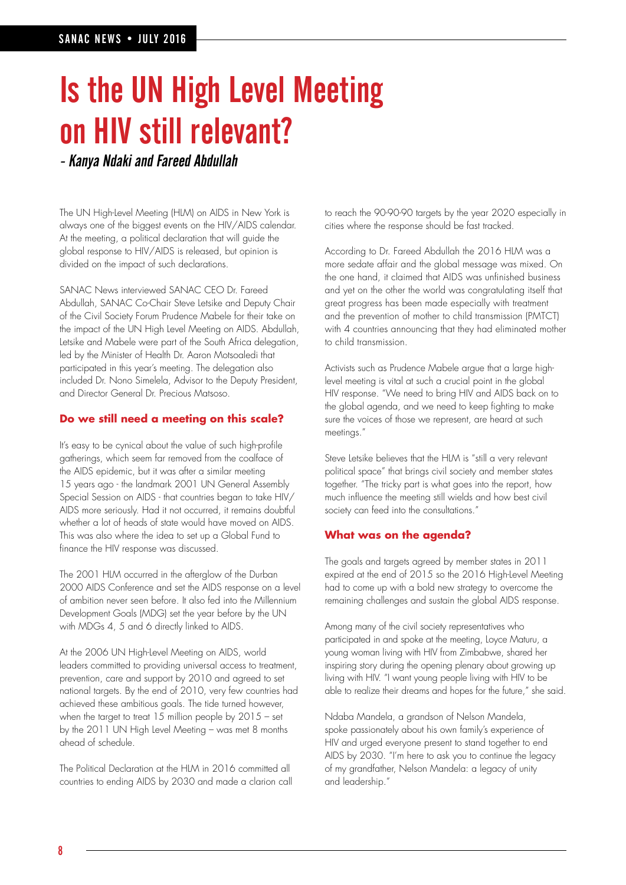# Is the UN High Level Meeting on HIV still relevant?

*- Kanya Ndaki and Fareed Abdullah*

The UN High-Level Meeting (HLM) on AIDS in New York is always one of the biggest events on the HIV/AIDS calendar. At the meeting, a political declaration that will guide the global response to HIV/AIDS is released, but opinion is divided on the impact of such declarations.

SANAC News interviewed SANAC CEO Dr. Fareed Abdullah, SANAC Co-Chair Steve Letsike and Deputy Chair of the Civil Society Forum Prudence Mabele for their take on the impact of the UN High Level Meeting on AIDS. Abdullah, Letsike and Mabele were part of the South Africa delegation, led by the Minister of Health Dr. Aaron Motsoaledi that participated in this year's meeting. The delegation also included Dr. Nono Simelela, Advisor to the Deputy President, and Director General Dr. Precious Matsoso.

### Do we still need a meeting on this scale?

It's easy to be cynical about the value of such high-profile gatherings, which seem far removed from the coalface of the AIDS epidemic, but it was after a similar meeting 15 years ago - the landmark 2001 UN General Assembly Special Session on AIDS - that countries began to take HIV/AIDS more seriously. Had it not occurred, it remains doubtful whether a lot of heads of state would have moved on AIDS. This was also where the idea to set up a Global Fund to finance the HIV response was discussed.

The 2001 HLM occurred in the afterglow of the Durban 2000 AIDS Conference and set the AIDS response on a level of ambition never seen before. It also fed into the Millennium Development Goals (MDG) set the year before by the UN with MDGs 4, 5 and 6 directly linked to AIDS.

At the 2006 UN High-Level Meeting on AIDS, world leaders committed to providing universal access to treatment, prevention, care and support by 2010 and agreed to set national targets. By the end of 2010, very few countries had achieved these ambitious goals. The tide turned however, when the target to treat 15 million people by 2015 – set by the 2011 UN High Level Meeting – was met 8 months ahead of schedule.

The Political Declaration at the HLM in 2016 committed all countries to ending AIDS by 2030 and made a clarion call to reach the 90-90-90 targets by the year 2020 especially in cities where the response should be fast tracked.

According to Dr. Fareed Abdullah the 2016 HLM was a more sedate affair and the global message was mixed. On the one hand, it claimed that AIDS was unfinished business and yet on the other the world was congratulating itself that great progress has been made especially with treatment and the prevention of mother to child transmission (PMTCT) with 4 countries announcing that they had eliminated mother to child transmission.

Activists such as Prudence Mabele argue that a large high-level meeting is vital at such a crucial point in the global HIV response. "We need to bring HIV and AIDS back on to the global agenda, and we need to keep fighting to make sure the voices of those we represent, are heard at such meetings."

Steve Letsike believes that the HLM is "still a very relevant political space" that brings civil society and member states together. "The tricky part is what goes into the report, how much influence the meeting still wields and how best civil society can feed into the consultations."

### What was on the agenda?

The goals and targets agreed by member states in 2011 expired at the end of 2015 so the 2016 High-Level Meeting had to come up with a bold new strategy to overcome the remaining challenges and sustain the global AIDS response.

Among many of the civil society representatives who participated in and spoke at the meeting, Loyce Maturu, a young woman living with HIV from Zimbabwe, shared her inspiring story during the opening plenary about growing up living with HIV. "I want young people living with HIV to be able to realize their dreams and hopes for the future," she said.

Ndaba Mandela, a grandson of Nelson Mandela, spoke passionately about his own family's experience of HIV and urged everyone present to stand together to end AIDS by 2030. "I'm here to ask you to continue the legacy of my grandfather, Nelson Mandela: a legacy of unity and leadership."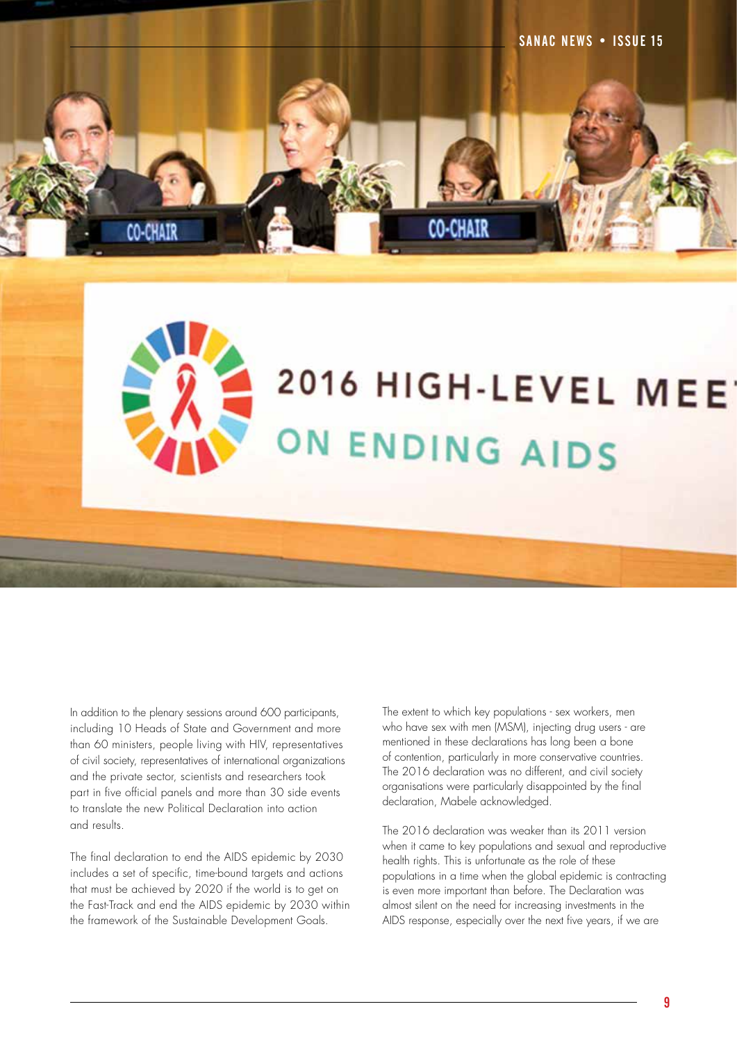In addition to the plenary sessions around 600 participants, including 10 Heads of State and Government and more than 60 ministers, people living with HIV, representatives of civil society, representatives of international organizations and the private sector, scientists and researchers took part in five official panels and more than 30 side events to translate the new Political Declaration into action and results.

The final declaration to end the AIDS epidemic by 2030 includes a set of specific, time-bound targets and actions that must be achieved by 2020 if the world is to get on the Fast-Track and end the AIDS epidemic by 2030 within the framework of the Sustainable Development Goals.

The extent to which key populations - sex workers, men who have sex with men (MSM), injecting drug users - are mentioned in these declarations has long been a bone of contention, particularly in more conservative countries. The 2016 declaration was no different, and civil society organisations were particularly disappointed by the final declaration, Mabele acknowledged.

The 2016 declaration was weaker than its 2011 version when it came to key populations and sexual and reproductive health rights. This is unfortunate as the role of these populations in a time when the global epidemic is contracting is even more important than before. The Declaration was almost silent on the need for increasing investments in the AIDS response, especially over the next five years, if we are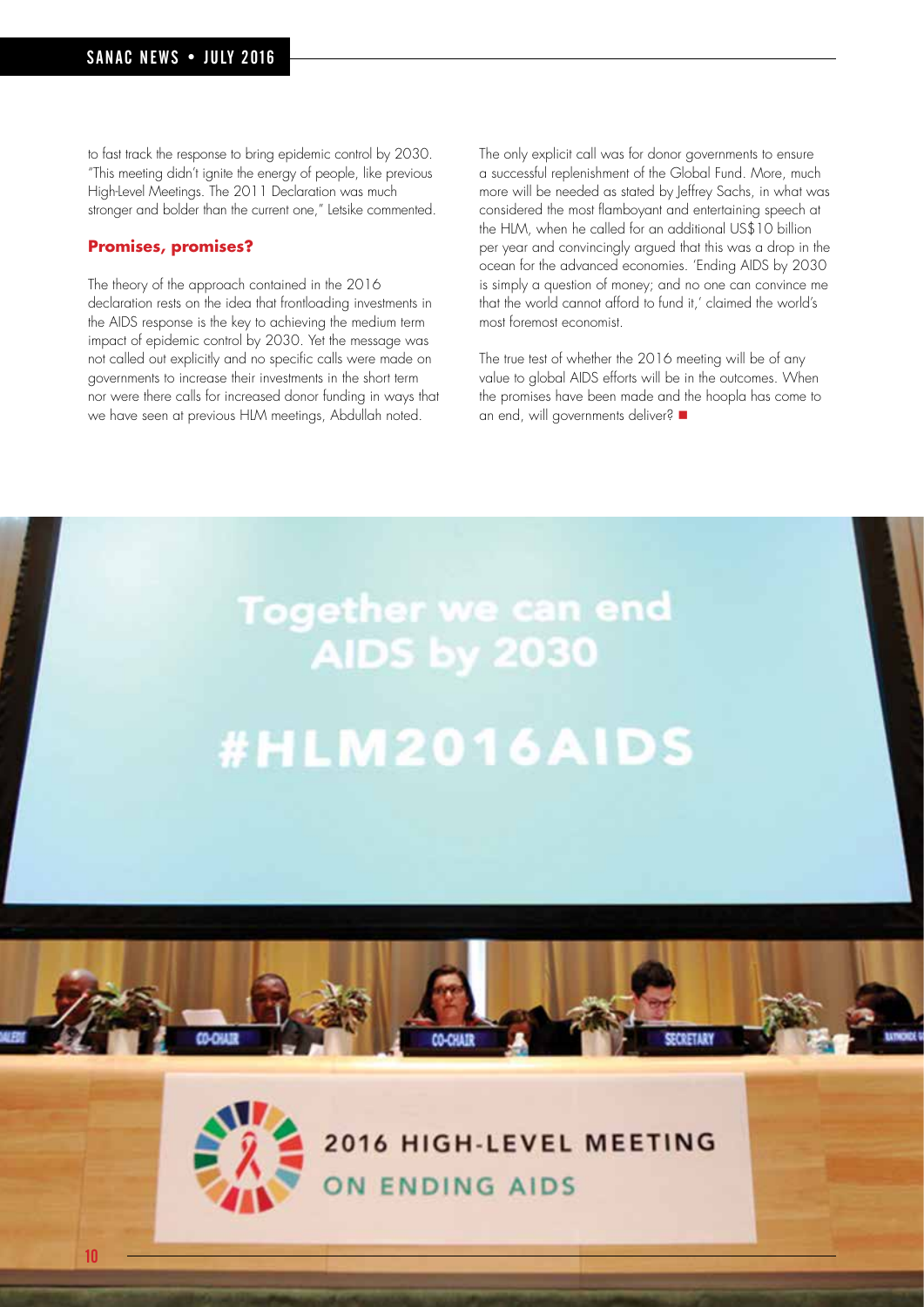to fast track the response to bring epidemic control by 2030. "This meeting didn't ignite the energy of people, like previous High-Level Meetings. The 2011 Declaration was much stronger and bolder than the current one," Letsike commented.

### Promises, promises?

The theory of the approach contained in the 2016 declaration rests on the idea that frontloading investments in the AIDS response is the key to achieving the medium term impact of epidemic control by 2030. Yet the message was not called out explicitly and no specific calls were made on governments to increase their investments in the short term nor were there calls for increased donor funding in ways that we have seen at previous HLM meetings, Abdullah noted.

The only explicit call was for donor governments to ensure a successful replenishment of the Global Fund. More, much more will be needed as stated by Jeffrey Sachs, in what was considered the most flamboyant and entertaining speech at the HLM, when he called for an additional US$10 billion per year and convincingly argued that this was a drop in the ocean for the advanced economies. 'Ending AIDS by 2030 is simply a question of money; and no one can convince me that the world cannot afford to fund it,' claimed the world's most foremost economist.

The true test of whether the 2016 meeting will be of any value to global AIDS efforts will be in the outcomes. When the promises have been made and the hoopla has come to an end, will governments deliver? ■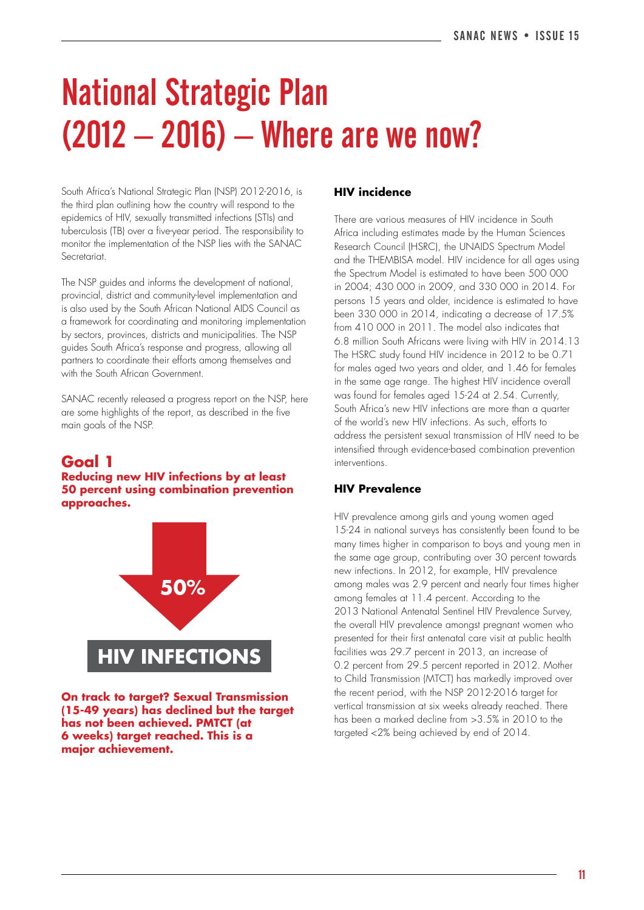# National Strategic Plan (2012 – 2016) – Where are we now?

South Africa's National Strategic Plan (NSP) 2012-2016, is the third plan outlining how the country will respond to the epidemics of HIV, sexually transmitted infections (STIs) and tuberculosis (TB) over a five-year period. The responsibility to monitor the implementation of the NSP lies with the SANAC Secretariat.

The NSP guides and informs the development of national, provincial, district and community-level implementation and is also used by the South African National AIDS Council as a framework for coordinating and monitoring implementation by sectors, provinces, districts and municipalities. The NSP guides South Africa's response and progress, allowing all partners to coordinate their efforts among themselves and with the South African Government.

SANAC recently released a progress report on the NSP, here are some highlights of the report, as described in the five main goals of the NSP.

## Goal 1

**Reducing new HIV infections by at least 50 percent using combination prevention approaches.**

50%

HIV INFECTIONS

**On track to target? Sexual Transmission (15-49 years) has declined but the target has not been achieved. PMTCT (at 6 weeks) target reached. This is a major achievement.**

### HIV incidence

There are various measures of HIV incidence in South Africa including estimates made by the Human Sciences Research Council (HSRC), the UNAIDS Spectrum Model and the THEMBISA model. HIV incidence for all ages using the Spectrum Model is estimated to have been 500 000 in 2004; 430 000 in 2009, and 330 000 in 2014. For persons 15 years and older, incidence is estimated to have been 330 000 in 2014, indicating a decrease of 17.5% from 410 000 in 2011. The model also indicates that 6.8 million South Africans were living with HIV in 2014.13 The HSRC study found HIV incidence in 2012 to be 0.71 for males aged two years and older, and 1.46 for females in the same age range. The highest HIV incidence overall was found for females aged 15-24 at 2.54. Currently, South Africa's new HIV infections are more than a quarter of the world's new HIV infections. As such, efforts to address the persistent sexual transmission of HIV need to be intensified through evidence-based combination prevention interventions.

### HIV Prevalence

HIV prevalence among girls and young women aged 15-24 in national surveys has consistently been found to be many times higher in comparison to boys and young men in the same age group, contributing over 30 percent towards new infections. In 2012, for example, HIV prevalence among males was 2.9 percent and nearly four times higher among females at 11.4 percent. According to the 2013 National Antenatal Sentinel HIV Prevalence Survey, the overall HIV prevalence amongst pregnant women who presented for their first antenatal care visit at public health facilities was 29.7 percent in 2013, an increase of 0.2 percent from 29.5 percent reported in 2012. Mother to Child Transmission (MTCT) has markedly improved over the recent period, with the NSP 2012-2016 target for vertical transmission at six weeks already reached. There has been a marked decline from >3.5% in 2010 to the targeted <2% being achieved by end of 2014.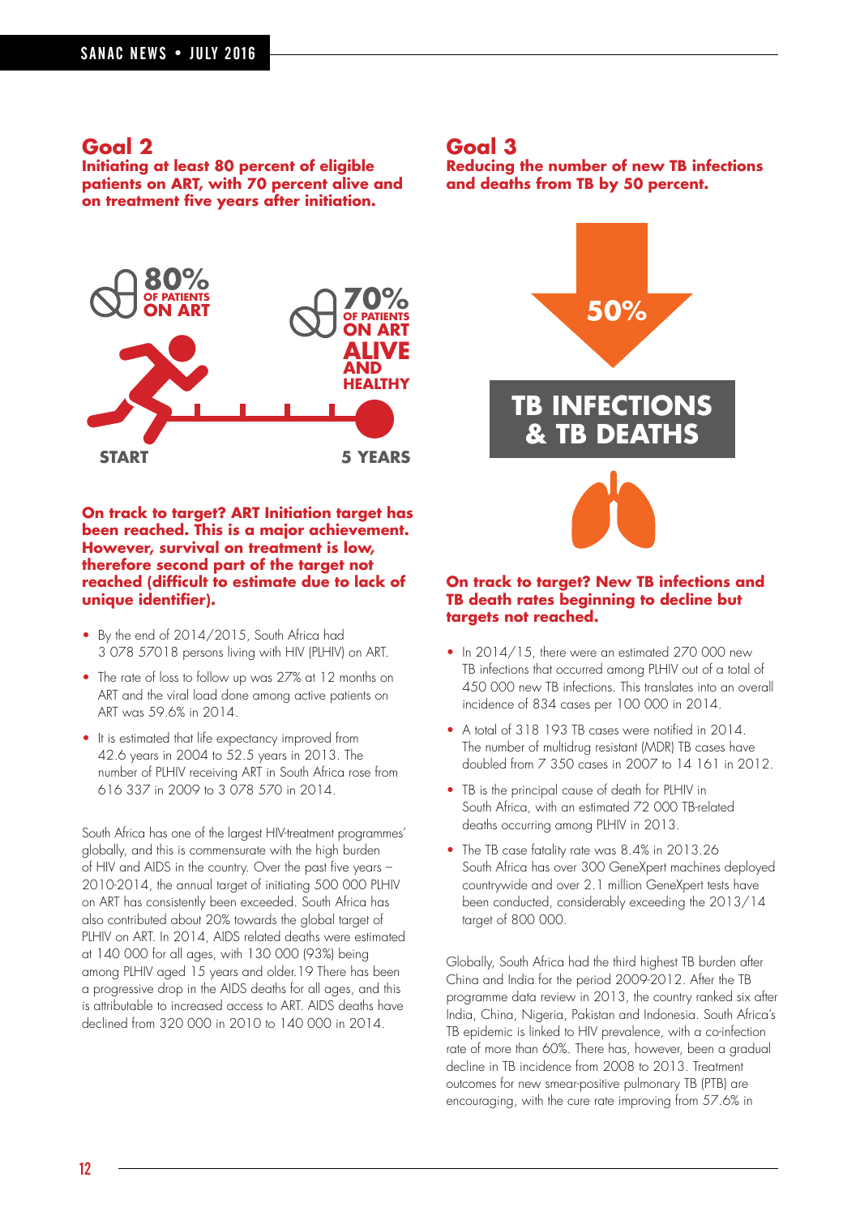## Goal 2

**Initiating at least 80 percent of eligible patients on ART, with 70 percent alive and on treatment five years after initiation.**

80% OF PATIENTS ON ART

70% OF PATIENTS ON ART ALIVE AND HEALTHY

START

5 YEARS

**On track to target? ART Initiation target has been reached. This is a major achievement. However, survival on treatment is low, therefore second part of the target not reached (difficult to estimate due to lack of unique identifier).**

- By the end of 2014/2015, South Africa had 3 078 57018 persons living with HIV (PLHIV) on ART.
- The rate of loss to follow up was 27% at 12 months on ART and the viral load done among active patients on ART was 59.6% in 2014.
- It is estimated that life expectancy improved from 42.6 years in 2004 to 52.5 years in 2013. The number of PLHIV receiving ART in South Africa rose from 616 337 in 2009 to 3 078 570 in 2014.

South Africa has one of the largest HIV-treatment programmes' globally, and this is commensurate with the high burden of HIV and AIDS in the country. Over the past five years – 2010-2014, the annual target of initiating 500 000 PLHIV on ART has consistently been exceeded. South Africa has also contributed about 20% towards the global target of PLHIV on ART. In 2014, AIDS related deaths were estimated at 140 000 for all ages, with 130 000 (93%) being among PLHIV aged 15 years and older.19 There has been a progressive drop in the AIDS deaths for all ages, and this is attributable to increased access to ART. AIDS deaths have declined from 320 000 in 2010 to 140 000 in 2014.

## Goal 3

**Reducing the number of new TB infections and deaths from TB by 50 percent.**

50%

TB INFECTIONS & TB DEATHS

**On track to target? New TB infections and TB death rates beginning to decline but targets not reached.**

- In 2014/15, there were an estimated 270 000 new TB infections that occurred among PLHIV out of a total of 450 000 new TB infections. This translates into an overall incidence of 834 cases per 100 000 in 2014.
- A total of 318 193 TB cases were notified in 2014. The number of multidrug resistant (MDR) TB cases have doubled from 7 350 cases in 2007 to 14 161 in 2012.
- TB is the principal cause of death for PLHIV in South Africa, with an estimated 72 000 TB-related deaths occurring among PLHIV in 2013.
- The TB case fatality rate was 8.4% in 2013.26 South Africa has over 300 GeneXpert machines deployed countrywide and over 2.1 million GeneXpert tests have been conducted, considerably exceeding the 2013/14 target of 800 000.

Globally, South Africa had the third highest TB burden after China and India for the period 2009-2012. After the TB programme data review in 2013, the country ranked six after India, China, Nigeria, Pakistan and Indonesia. South Africa's TB epidemic is linked to HIV prevalence, with a co-infection rate of more than 60%. There has, however, been a gradual decline in TB incidence from 2008 to 2013. Treatment outcomes for new smear-positive pulmonary TB (PTB) are encouraging, with the cure rate improving from 57.6% in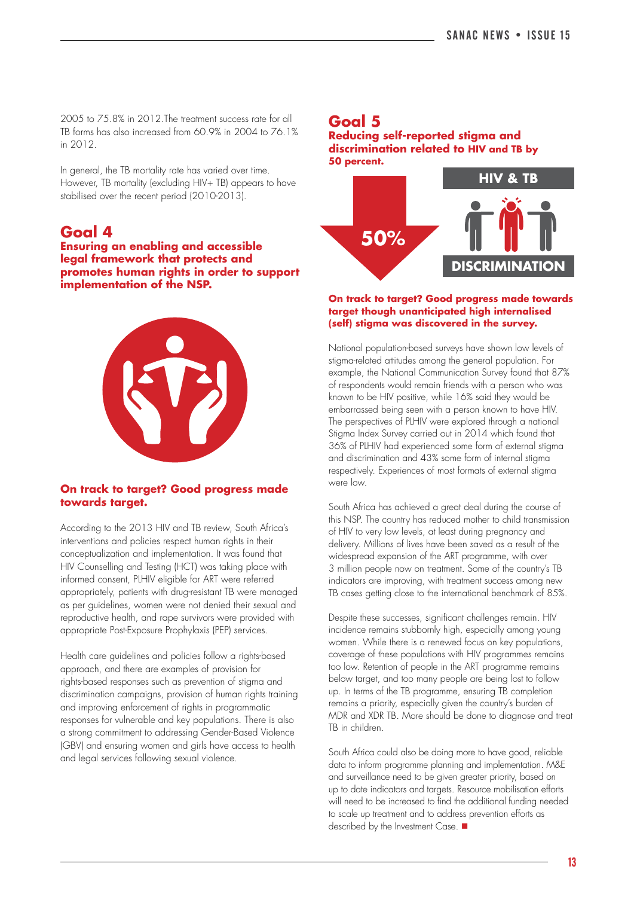2005 to 75.8% in 2012.The treatment success rate for all TB forms has also increased from 60.9% in 2004 to 76.1% in 2012.

In general, the TB mortality rate has varied over time. However, TB mortality (excluding HIV+ TB) appears to have stabilised over the recent period (2010-2013).

## Goal 4

**Ensuring an enabling and accessible legal framework that protects and promotes human rights in order to support implementation of the NSP.**

**On track to target? Good progress made towards target.**

According to the 2013 HIV and TB review, South Africa's interventions and policies respect human rights in their conceptualization and implementation. It was found that HIV Counselling and Testing (HCT) was taking place with informed consent, PLHIV eligible for ART were referred appropriately, patients with drug-resistant TB were managed as per guidelines, women were not denied their sexual and reproductive health, and rape survivors were provided with appropriate Post-Exposure Prophylaxis (PEP) services.

Health care guidelines and policies follow a rights-based approach, and there are examples of provision for rights-based responses such as prevention of stigma and discrimination campaigns, provision of human rights training and improving enforcement of rights in programmatic responses for vulnerable and key populations. There is also a strong commitment to addressing Gender-Based Violence (GBV) and ensuring women and girls have access to health and legal services following sexual violence.

## Goal 5

**Reducing self-reported stigma and discrimination related to HIV and TB by 50 percent.**

50%

HIV & TB

DISCRIMINATION

**On track to target? Good progress made towards target though unanticipated high internalised (self) stigma was discovered in the survey.**

National population-based surveys have shown low levels of stigma-related attitudes among the general population. For example, the National Communication Survey found that 87% of respondents would remain friends with a person who was known to be HIV positive, while 16% said they would be embarrassed being seen with a person known to have HIV. The perspectives of PLHIV were explored through a national Stigma Index Survey carried out in 2014 which found that 36% of PLHIV had experienced some form of external stigma and discrimination and 43% some form of internal stigma respectively. Experiences of most formats of external stigma were low.

South Africa has achieved a great deal during the course of this NSP. The country has reduced mother to child transmission of HIV to very low levels, at least during pregnancy and delivery. Millions of lives have been saved as a result of the widespread expansion of the ART programme, with over 3 million people now on treatment. Some of the country's TB indicators are improving, with treatment success among new TB cases getting close to the international benchmark of 85%.

Despite these successes, significant challenges remain. HIV incidence remains stubbornly high, especially among young women. While there is a renewed focus on key populations, coverage of these populations with HIV programmes remains too low. Retention of people in the ART programme remains below target, and too many people are being lost to follow up. In terms of the TB programme, ensuring TB completion remains a priority, especially given the country's burden of MDR and XDR TB. More should be done to diagnose and treat TB in children.

South Africa could also be doing more to have good, reliable data to inform programme planning and implementation. M&E and surveillance need to be given greater priority, based on up to date indicators and targets. Resource mobilisation efforts will need to be increased to find the additional funding needed to scale up treatment and to address prevention efforts as described by the Investment Case. ■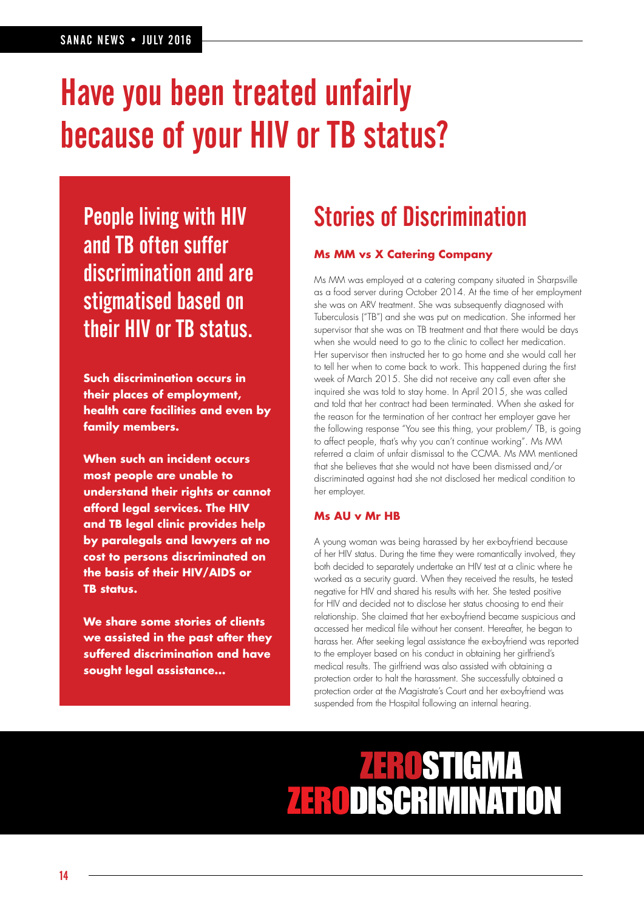# Have you been treated unfairly because of your HIV or TB status?

## People living with HIV and TB often suffer discrimination and are stigmatised based on their HIV or TB status.

**Such discrimination occurs in their places of employment, health care facilities and even by family members.**

**When such an incident occurs most people are unable to understand their rights or cannot afford legal services. The HIV and TB legal clinic provides help by paralegals and lawyers at no cost to persons discriminated on the basis of their HIV/AIDS or TB status.**

**We share some stories of clients we assisted in the past after they suffered discrimination and have sought legal assistance...**

## Stories of Discrimination

### Ms MM vs X Catering Company

Ms MM was employed at a catering company situated in Sharpsville as a food server during October 2014. At the time of her employment she was on ARV treatment. She was subsequently diagnosed with Tuberculosis ("TB") and she was put on medication. She informed her supervisor that she was on TB treatment and that there would be days when she would need to go to the clinic to collect her medication. Her supervisor then instructed her to go home and she would call her to tell her when to come back to work. This happened during the first week of March 2015. She did not receive any call even after she inquired she was told to stay home. In April 2015, she was called and told that her contract had been terminated. When she asked for the reason for the termination of her contract her employer gave her the following response "You see this thing, your problem/ TB, is going to affect people, that's why you can't continue working". Ms MM referred a claim of unfair dismissal to the CCMA. Ms MM mentioned that she believes that she would not have been dismissed and/or discriminated against had she not disclosed her medical condition to her employer.

### Ms AU v Mr HB

A young woman was being harassed by her ex-boyfriend because of her HIV status. During the time they were romantically involved, they both decided to separately undertake an HIV test at a clinic where he worked as a security guard. When they received the results, he tested negative for HIV and shared his results with her. She tested positive for HIV and decided not to disclose her status choosing to end their relationship. She claimed that her ex-boyfriend became suspicious and accessed her medical file without her consent. Hereafter, he began to harass her. After seeking legal assistance the ex-boyfriend was reported to the employer based on his conduct in obtaining her girlfriend's medical results. The girlfriend was also assisted with obtaining a protection order to halt the harassment. She successfully obtained a protection order at the Magistrate's Court and her ex-boyfriend was suspended from the Hospital following an internal hearing.

**ZERO STIGMA**
**ZERO DISCRIMINATION**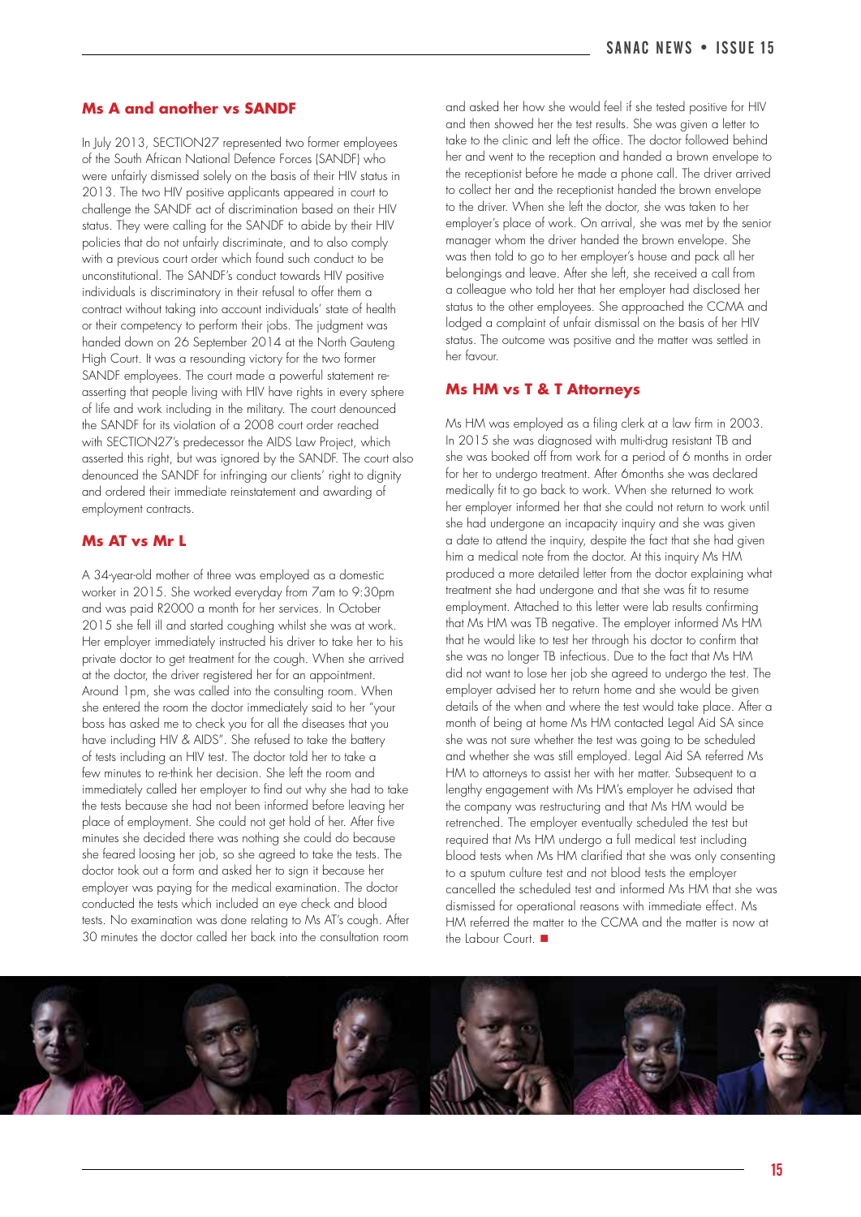## Ms A and another vs SANDF

In July 2013, SECTION27 represented two former employees of the South African National Defence Forces (SANDF) who were unfairly dismissed solely on the basis of their HIV status in 2013. The two HIV positive applicants appeared in court to challenge the SANDF act of discrimination based on their HIV status. They were calling for the SANDF to abide by their HIV policies that do not unfairly discriminate, and to also comply with a previous court order which found such conduct to be unconstitutional. The SANDF's conduct towards HIV positive individuals is discriminatory in their refusal to offer them a contract without taking into account individuals' state of health or their competency to perform their jobs. The judgment was handed down on 26 September 2014 at the North Gauteng High Court. It was a resounding victory for the two former SANDF employees. The court made a powerful statement re-asserting that people living with HIV have rights in every sphere of life and work including in the military. The court denounced the SANDF for its violation of a 2008 court order reached with SECTION27's predecessor the AIDS Law Project, which asserted this right, but was ignored by the SANDF. The court also denounced the SANDF for infringing our clients' right to dignity and ordered their immediate reinstatement and awarding of employment contracts.

## Ms AT vs Mr L

A 34-year-old mother of three was employed as a domestic worker in 2015. She worked everyday from 7am to 9:30pm and was paid R2000 a month for her services. In October 2015 she fell ill and started coughing whilst she was at work. Her employer immediately instructed his driver to take her to his private doctor to get treatment for the cough. When she arrived at the doctor, the driver registered her for an appointment. Around 1pm, she was called into the consulting room. When she entered the room the doctor immediately said to her "your boss has asked me to check you for all the diseases that you have including HIV & AIDS". She refused to take the battery of tests including an HIV test. The doctor told her to take a few minutes to re-think her decision. She left the room and immediately called her employer to find out why she had to take the tests because she had not been informed before leaving her place of employment. She could not get hold of her. After five minutes she decided there was nothing she could do because she feared loosing her job, so she agreed to take the tests. The doctor took out a form and asked her to sign it because her employer was paying for the medical examination. The doctor conducted the tests which included an eye check and blood tests. No examination was done relating to Ms AT's cough. After 30 minutes the doctor called her back into the consultation room and asked her how she would feel if she tested positive for HIV and then showed her the test results. She was given a letter to take to the clinic and left the office. The doctor followed behind her and went to the reception and handed a brown envelope to the receptionist before he made a phone call. The driver arrived to collect her and the receptionist handed the brown envelope to the driver. When she left the doctor, she was taken to her employer's place of work. On arrival, she was met by the senior manager whom the driver handed the brown envelope. She was then told to go to her employer's house and pack all her belongings and leave. After she left, she received a call from a colleague who told her that her employer had disclosed her status to the other employees. She approached the CCMA and lodged a complaint of unfair dismissal on the basis of her HIV status. The outcome was positive and the matter was settled in her favour.

## Ms HM vs T & T Attorneys

Ms HM was employed as a filing clerk at a law firm in 2003. In 2015 she was diagnosed with multi-drug resistant TB and she was booked off from work for a period of 6 months in order for her to undergo treatment. After 6months she was declared medically fit to go back to work. When she returned to work her employer informed her that she could not return to work until she had undergone an incapacity inquiry and she was given a date to attend the inquiry, despite the fact that she had given him a medical note from the doctor. At this inquiry Ms HM produced a more detailed letter from the doctor explaining what treatment she had undergone and that she was fit to resume employment. Attached to this letter were lab results confirming that Ms HM was TB negative. The employer informed Ms HM that he would like to test her through his doctor to confirm that she was no longer TB infectious. Due to the fact that Ms HM did not want to lose her job she agreed to undergo the test. The employer advised her to return home and she would be given details of the when and where the test would take place. After a month of being at home Ms HM contacted Legal Aid SA since she was not sure whether the test was going to be scheduled and whether she was still employed. Legal Aid SA referred Ms HM to attorneys to assist her with her matter. Subsequent to a lengthy engagement with Ms HM's employer he advised that the company was restructuring and that Ms HM would be retrenched. The employer eventually scheduled the test but required that Ms HM undergo a full medical test including blood tests when Ms HM clarified that she was only consenting to a sputum culture test and not blood tests the employer cancelled the scheduled test and informed Ms HM that she was dismissed for operational reasons with immediate effect. Ms HM referred the matter to the CCMA and the matter is now at the Labour Court. ■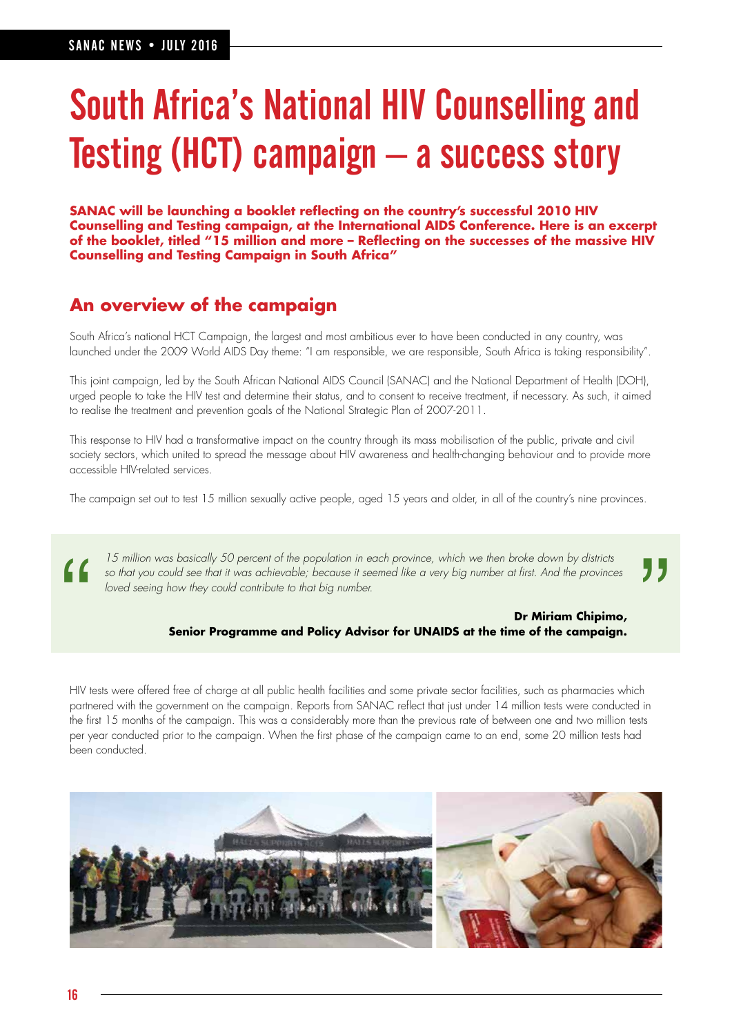# South Africa's National HIV Counselling and Testing (HCT) campaign – a success story

**SANAC will be launching a booklet reflecting on the country's successful 2010 HIV Counselling and Testing campaign, at the International AIDS Conference. Here is an excerpt of the booklet, titled "15 million and more – Reflecting on the successes of the massive HIV Counselling and Testing Campaign in South Africa"**

## An overview of the campaign

South Africa's national HCT Campaign, the largest and most ambitious ever to have been conducted in any country, was launched under the 2009 World AIDS Day theme: "I am responsible, we are responsible, South Africa is taking responsibility".

This joint campaign, led by the South African National AIDS Council (SANAC) and the National Department of Health (DOH), urged people to take the HIV test and determine their status, and to consent to receive treatment, if necessary. As such, it aimed to realise the treatment and prevention goals of the National Strategic Plan of 2007-2011.

This response to HIV had a transformative impact on the country through its mass mobilisation of the public, private and civil society sectors, which united to spread the message about HIV awareness and health-changing behaviour and to provide more accessible HIV-related services.

The campaign set out to test 15 million sexually active people, aged 15 years and older, in all of the country's nine provinces.

> *15 million was basically 50 percent of the population in each province, which we then broke down by districts so that you could see that it was achievable; because it seemed like a very big number at first. And the provinces loved seeing how they could contribute to that big number.*
>
> **Dr Miriam Chipimo, Senior Programme and Policy Advisor for UNAIDS at the time of the campaign.**

HIV tests were offered free of charge at all public health facilities and some private sector facilities, such as pharmacies which partnered with the government on the campaign. Reports from SANAC reflect that just under 14 million tests were conducted in the first 15 months of the campaign. This was a considerably more than the previous rate of between one and two million tests per year conducted prior to the campaign. When the first phase of the campaign came to an end, some 20 million tests had been conducted.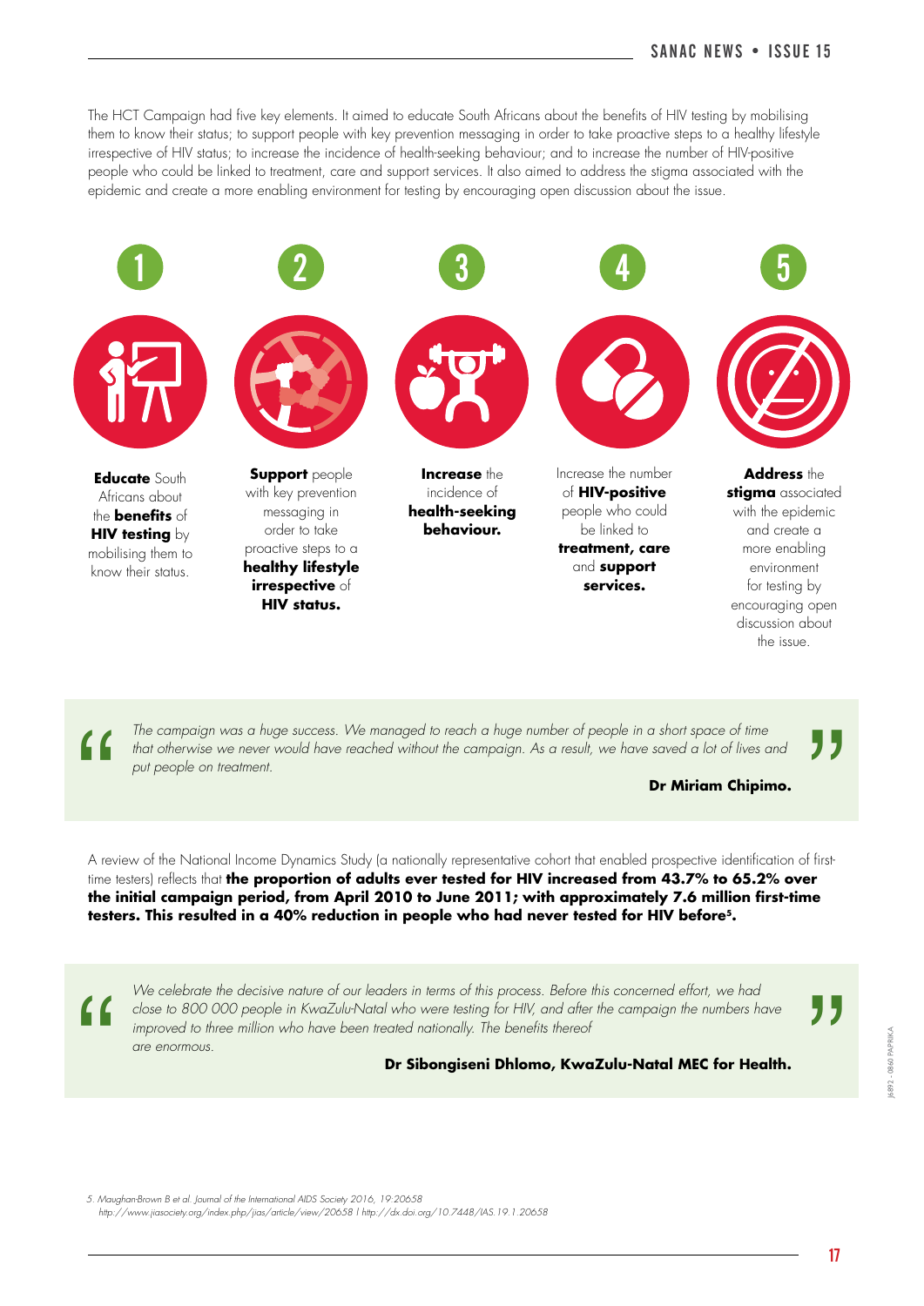The HCT Campaign had five key elements. It aimed to educate South Africans about the benefits of HIV testing by mobilising them to know their status; to support people with key prevention messaging in order to take proactive steps to a healthy lifestyle irrespective of HIV status; to increase the incidence of health-seeking behaviour; and to increase the number of HIV-positive people who could be linked to treatment, care and support services. It also aimed to address the stigma associated with the epidemic and create a more enabling environment for testing by encouraging open discussion about the issue.

1. **Educate** South Africans about the **benefits** of **HIV testing** by mobilising them to know their status.
2. **Support** people with key prevention messaging in order to take proactive steps to a **healthy lifestyle irrespective** of **HIV status.**
3. **Increase** the incidence of **health-seeking behaviour.**
4. Increase the number of **HIV-positive** people who could be linked to **treatment, care** and **support services.**
5. **Address** the **stigma** associated with the epidemic and create a more enabling environment for testing by encouraging open discussion about the issue.

> *The campaign was a huge success. We managed to reach a huge number of people in a short space of time that otherwise we never would have reached without the campaign. As a result, we have saved a lot of lives and put people on treatment.*
>
> **Dr Miriam Chipimo.**

A review of the National Income Dynamics Study (a nationally representative cohort that enabled prospective identification of first-time testers) reflects that **the proportion of adults ever tested for HIV increased from 43.7% to 65.2% over the initial campaign period, from April 2010 to June 2011; with approximately 7.6 million first-time testers. This resulted in a 40% reduction in people who had never tested for HIV before[5].**

> *We celebrate the decisive nature of our leaders in terms of this process. Before this concerned effort, we had close to 800 000 people in KwaZulu-Natal who were testing for HIV, and after the campaign the numbers have improved to three million who have been treated nationally. The benefits thereof are enormous.*
>
> **Dr Sibongiseni Dhlomo, KwaZulu-Natal MEC for Health.**

5. Maughan-Brown B et al. Journal of the International AIDS Society 2016, 19:20658
http://www.jiasociety.org/index.php/jias/article/view/20658 | http://dx.doi.org/10.7448/IAS.19.1.20658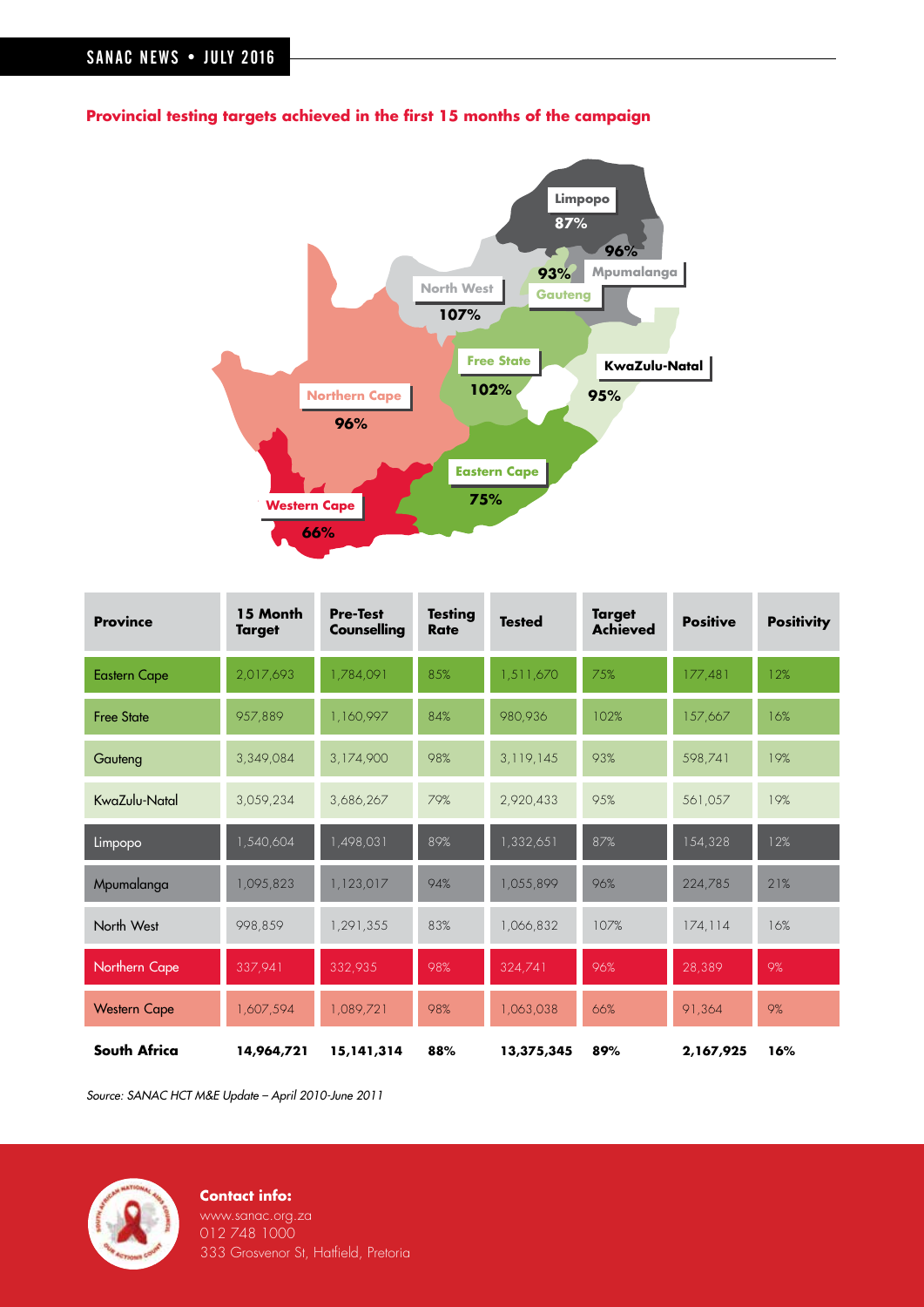**Provincial testing targets achieved in the first 15 months of the campaign**

Limpopo 87%
Mpumalanga 96%
Gauteng 93%
North West 107%
Free State 102%
KwaZulu-Natal 95%
Northern Cape 96%
Eastern Cape 75%
Western Cape 66%

| Province | 15 Month Target | Pre-Test Counselling | Testing Rate | Tested | Target Achieved | Positive | Positivity |
|---|---|---|---|---|---|---|---|
| Eastern Cape | 2,017,693 | 1,784,091 | 85% | 1,511,670 | 75% | 177,481 | 12% |
| Free State | 957,889 | 1,160,997 | 84% | 980,936 | 102% | 157,667 | 16% |
| Gauteng | 3,349,084 | 3,174,900 | 98% | 3,119,145 | 93% | 598,741 | 19% |
| KwaZulu-Natal | 3,059,234 | 3,686,267 | 79% | 2,920,433 | 95% | 561,057 | 19% |
| Limpopo | 1,540,604 | 1,498,031 | 89% | 1,332,651 | 87% | 154,328 | 12% |
| Mpumalanga | 1,095,823 | 1,123,017 | 94% | 1,055,899 | 96% | 224,785 | 21% |
| North West | 998,859 | 1,291,355 | 83% | 1,066,832 | 107% | 174,114 | 16% |
| Northern Cape | 337,941 | 332,935 | 98% | 324,741 | 96% | 28,389 | 9% |
| Western Cape | 1,607,594 | 1,089,721 | 98% | 1,063,038 | 66% | 91,364 | 9% |
| **South Africa** | **14,964,721** | **15,141,314** | **88%** | **13,375,345** | **89%** | **2,167,925** | **16%** |

*Source: SANAC HCT M&E Update – April 2010-June 2011*

**Contact info:**
www.sanac.org.za
012 748 1000
333 Grosvenor St, Hatfield, Pretoria